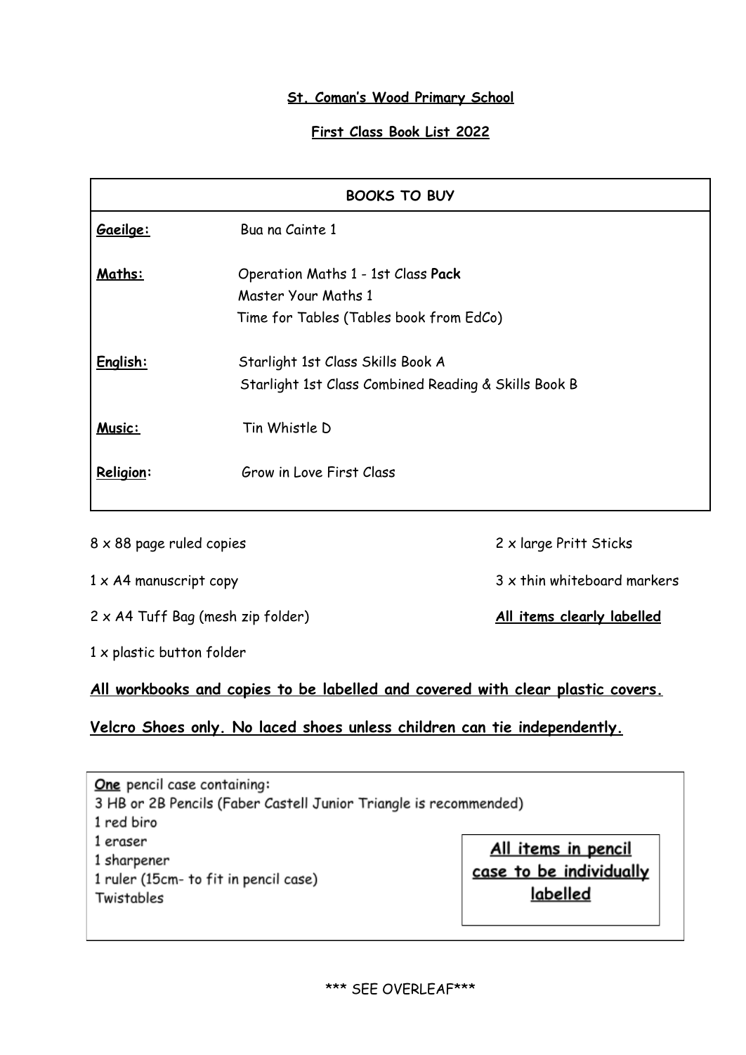**St. Coman's Wood Primary School**

**First Class Book List 2022**

| BOOKS TO BUY | |
|---|---|
| **Gaeilge:** | Bua na Cainte 1 |
| **Maths:** | Operation Maths 1 - 1st Class **Pack**<br>Master Your Maths 1<br>Time for Tables (Tables book from EdCo) |
| **English:** | Starlight 1st Class Skills Book A<br>Starlight 1st Class Combined Reading & Skills Book B |
| **Music:** | Tin Whistle D |
| **Religion:** | Grow in Love First Class |

8 x 88 page ruled copies

1 x A4 manuscript copy

2 x A4 Tuff Bag (mesh zip folder)

1 x plastic button folder

2 x large Pritt Sticks

3 x thin whiteboard markers

**All items clearly labelled**

**All workbooks and copies to be labelled and covered with clear plastic covers.**

**Velcro Shoes only. No laced shoes unless children can tie independently.**

**One** pencil case containing:
3 HB or 2B Pencils (Faber Castell Junior Triangle is recommended)
1 red biro
1 eraser
1 sharpener
1 ruler (15cm- to fit in pencil case)
Twistables

**All items in pencil case to be individually labelled**

*** SEE OVERLEAF***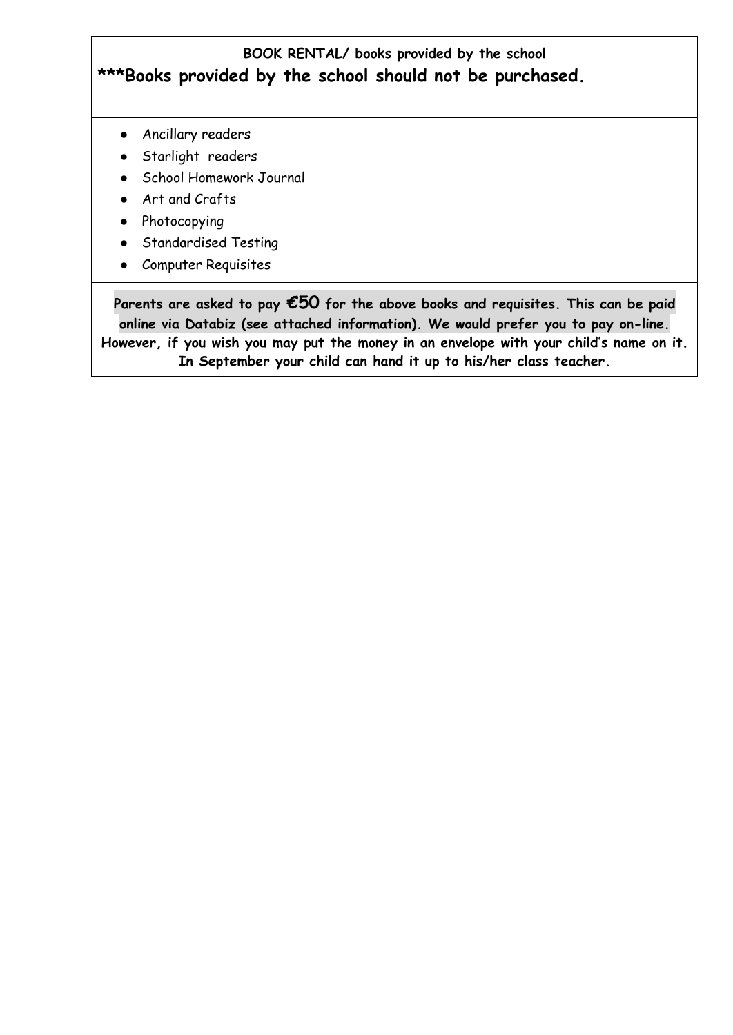**BOOK RENTAL/ books provided by the school**

## ***Books provided by the school should not be purchased.

- Ancillary readers
- Starlight readers
- School Homework Journal
- Art and Crafts
- Photocopying
- Standardised Testing
- Computer Requisites

**Parents are asked to pay €50 for the above books and requisites. This can be paid online via Databiz (see attached information). We would prefer you to pay on-line. However, if you wish you may put the money in an envelope with your child's name on it. In September your child can hand it up to his/her class teacher.**